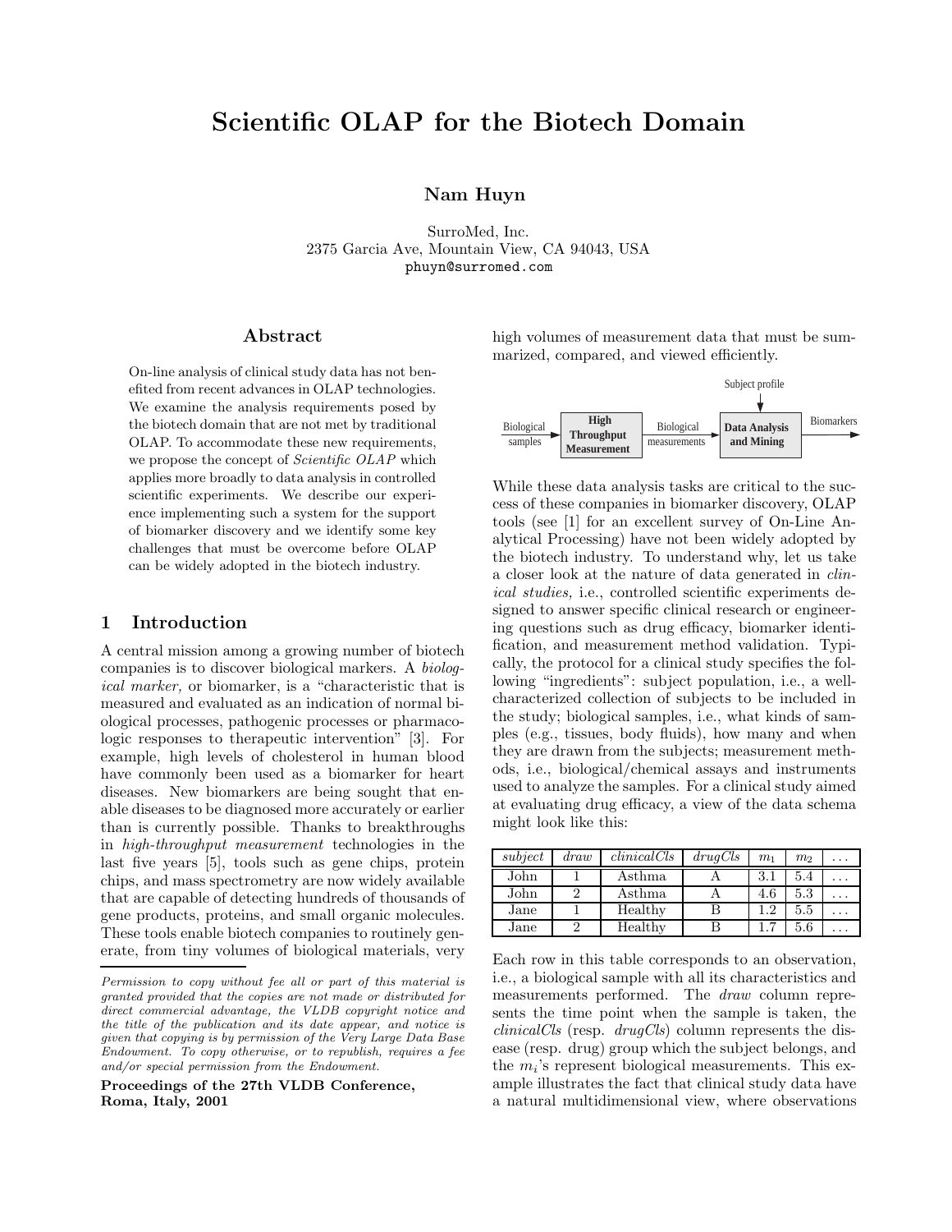# Scientific OLAP for the Biotech Domain

**Nam Huyn**

SurroMed, Inc.
2375 Garcia Ave, Mountain View, CA 94043, USA
phuyn@surromed.com

## Abstract

On-line analysis of clinical study data has not benefited from recent advances in OLAP technologies. We examine the analysis requirements posed by the biotech domain that are not met by traditional OLAP. To accommodate these new requirements, we propose the concept of *Scientific OLAP* which applies more broadly to data analysis in controlled scientific experiments. We describe our experience implementing such a system for the support of biomarker discovery and we identify some key challenges that must be overcome before OLAP can be widely adopted in the biotech industry.

## 1 Introduction

A central mission among a growing number of biotech companies is to discover biological markers. A *biological marker,* or biomarker, is a "characteristic that is measured and evaluated as an indication of normal biological processes, pathogenic processes or pharmacologic responses to therapeutic intervention" [3]. For example, high levels of cholesterol in human blood have commonly been used as a biomarker for heart diseases. New biomarkers are being sought that enable diseases to be diagnosed more accurately or earlier than is currently possible. Thanks to breakthroughs in *high-throughput measurement* technologies in the last five years [5], tools such as gene chips, protein chips, and mass spectrometry are now widely available that are capable of detecting hundreds of thousands of gene products, proteins, and small organic molecules. These tools enable biotech companies to routinely generate, from tiny volumes of biological materials, very high volumes of measurement data that must be summarized, compared, and viewed efficiently.

Biological samples → **High Throughput Measurement** → Biological measurements → **Data Analysis and Mining** (← Subject profile) → Biomarkers

While these data analysis tasks are critical to the success of these companies in biomarker discovery, OLAP tools (see [1] for an excellent survey of On-Line Analytical Processing) have not been widely adopted by the biotech industry. To understand why, let us take a closer look at the nature of data generated in *clinical studies,* i.e., controlled scientific experiments designed to answer specific clinical research or engineering questions such as drug efficacy, biomarker identification, and measurement method validation. Typically, the protocol for a clinical study specifies the following "ingredients": subject population, i.e., a well-characterized collection of subjects to be included in the study; biological samples, i.e., what kinds of samples (e.g., tissues, body fluids), how many and when they are drawn from the subjects; measurement methods, i.e., biological/chemical assays and instruments used to analyze the samples. For a clinical study aimed at evaluating drug efficacy, a view of the data schema might look like this:

| *subject* | *draw* | *clinicalCls* | *drugCls* | $m_1$ | $m_2$ | ... |
|---|---|---|---|---|---|---|
| John | 1 | Asthma | A | 3.1 | 5.4 | ... |
| John | 2 | Asthma | A | 4.6 | 5.3 | ... |
| Jane | 1 | Healthy | B | 1.2 | 5.5 | ... |
| Jane | 2 | Healthy | B | 1.7 | 5.6 | ... |

Each row in this table corresponds to an observation, i.e., a biological sample with all its characteristics and measurements performed. The *draw* column represents the time point when the sample is taken, the *clinicalCls* (resp. *drugCls*) column represents the disease (resp. drug) group which the subject belongs, and the $m_i$'s represent biological measurements. This example illustrates the fact that clinical study data have a natural multidimensional view, where observations

*Permission to copy without fee all or part of this material is granted provided that the copies are not made or distributed for direct commercial advantage, the VLDB copyright notice and the title of the publication and its date appear, and notice is given that copying is by permission of the Very Large Data Base Endowment. To copy otherwise, or to republish, requires a fee and/or special permission from the Endowment.*

**Proceedings of the 27th VLDB Conference, Roma, Italy, 2001**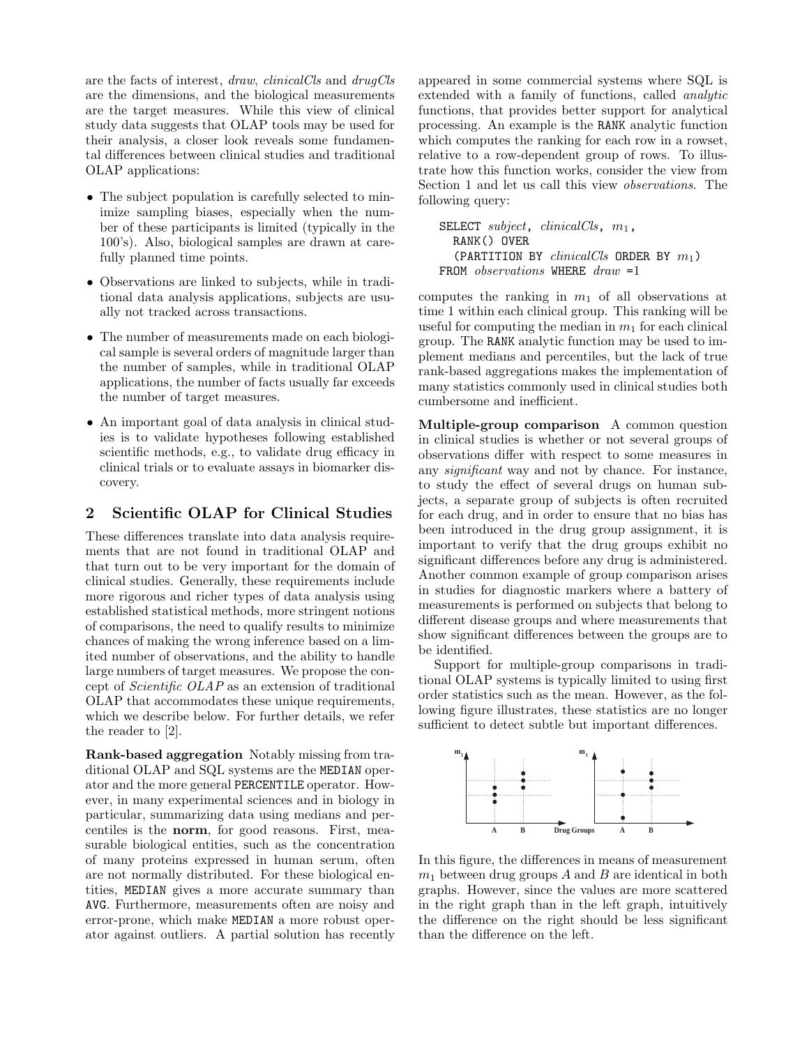are the facts of interest, *draw*, *clinicalCls* and *drugCls* are the dimensions, and the biological measurements are the target measures. While this view of clinical study data suggests that OLAP tools may be used for their analysis, a closer look reveals some fundamental differences between clinical studies and traditional OLAP applications:

- The subject population is carefully selected to minimize sampling biases, especially when the number of these participants is limited (typically in the 100's). Also, biological samples are drawn at carefully planned time points.
- Observations are linked to subjects, while in traditional data analysis applications, subjects are usually not tracked across transactions.
- The number of measurements made on each biological sample is several orders of magnitude larger than the number of samples, while in traditional OLAP applications, the number of facts usually far exceeds the number of target measures.
- An important goal of data analysis in clinical studies is to validate hypotheses following established scientific methods, e.g., to validate drug efficacy in clinical trials or to evaluate assays in biomarker discovery.

## 2 Scientific OLAP for Clinical Studies

These differences translate into data analysis requirements that are not found in traditional OLAP and that turn out to be very important for the domain of clinical studies. Generally, these requirements include more rigorous and richer types of data analysis using established statistical methods, more stringent notions of comparisons, the need to qualify results to minimize chances of making the wrong inference based on a limited number of observations, and the ability to handle large numbers of target measures. We propose the concept of *Scientific OLAP* as an extension of traditional OLAP that accommodates these unique requirements, which we describe below. For further details, we refer the reader to [2].

**Rank-based aggregation** Notably missing from traditional OLAP and SQL systems are the MEDIAN operator and the more general PERCENTILE operator. However, in many experimental sciences and in biology in particular, summarizing data using medians and percentiles is the **norm**, for good reasons. First, measurable biological entities, such as the concentration of many proteins expressed in human serum, often are not normally distributed. For these biological entities, MEDIAN gives a more accurate summary than AVG. Furthermore, measurements often are noisy and error-prone, which make MEDIAN a more robust operator against outliers. A partial solution has recently appeared in some commercial systems where SQL is extended with a family of functions, called *analytic* functions, that provides better support for analytical processing. An example is the RANK analytic function which computes the ranking for each row in a rowset, relative to a row-dependent group of rows. To illustrate how this function works, consider the view from Section 1 and let us call this view *observations*. The following query:

```
SELECT subject, clinicalCls, m1,
  RANK() OVER
   (PARTITION BY clinicalCls ORDER BY m1)
FROM observations WHERE draw =1
```

computes the ranking in $m_1$ of all observations at time 1 within each clinical group. This ranking will be useful for computing the median in $m_1$ for each clinical group. The RANK analytic function may be used to implement medians and percentiles, but the lack of true rank-based aggregations makes the implementation of many statistics commonly used in clinical studies both cumbersome and inefficient.

**Multiple-group comparison** A common question in clinical studies is whether or not several groups of observations differ with respect to some measures in any *significant* way and not by chance. For instance, to study the effect of several drugs on human subjects, a separate group of subjects is often recruited for each drug, and in order to ensure that no bias has been introduced in the drug group assignment, it is important to verify that the drug groups exhibit no significant differences before any drug is administered. Another common example of group comparison arises in studies for diagnostic markers where a battery of measurements is performed on subjects that belong to different disease groups and where measurements that show significant differences between the groups are to be identified.

Support for multiple-group comparisons in traditional OLAP systems is typically limited to using first order statistics such as the mean. However, as the following figure illustrates, these statistics are no longer sufficient to detect subtle but important differences.

In this figure, the differences in means of measurement $m_1$ between drug groups $A$ and $B$ are identical in both graphs. However, since the values are more scattered in the right graph than in the left graph, intuitively the difference on the right should be less significant than the difference on the left.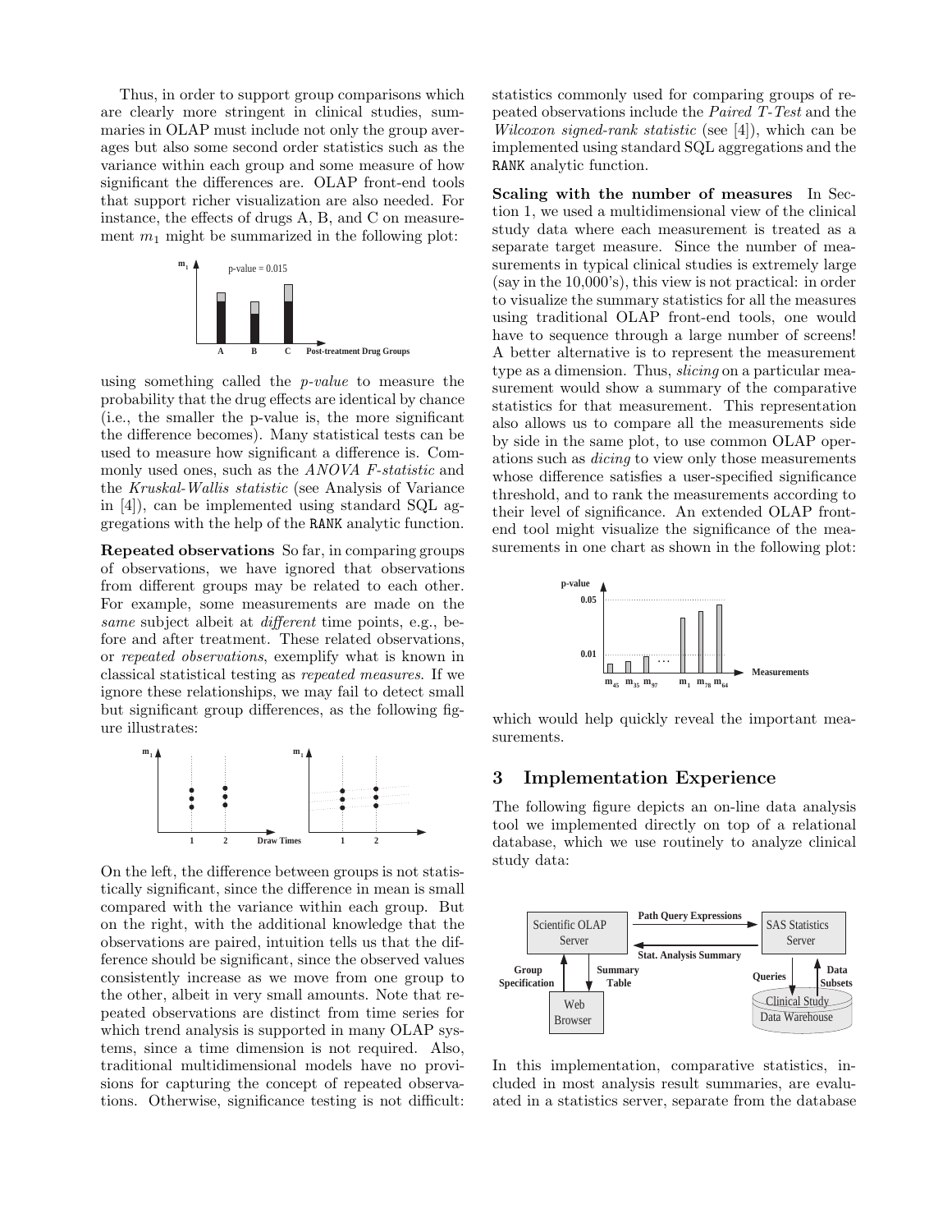Thus, in order to support group comparisons which are clearly more stringent in clinical studies, summaries in OLAP must include not only the group averages but also some second order statistics such as the variance within each group and some measure of how significant the differences are. OLAP front-end tools that support richer visualization are also needed. For instance, the effects of drugs A, B, and C on measurement $m_1$ might be summarized in the following plot:

using something called the *p-value* to measure the probability that the drug effects are identical by chance (i.e., the smaller the p-value is, the more significant the difference becomes). Many statistical tests can be used to measure how significant a difference is. Commonly used ones, such as the *ANOVA F-statistic* and the *Kruskal-Wallis statistic* (see Analysis of Variance in [4]), can be implemented using standard SQL aggregations with the help of the RANK analytic function.

**Repeated observations** So far, in comparing groups of observations, we have ignored that observations from different groups may be related to each other. For example, some measurements are made on the *same* subject albeit at *different* time points, e.g., before and after treatment. These related observations, or *repeated observations*, exemplify what is known in classical statistical testing as *repeated measures*. If we ignore these relationships, we may fail to detect small but significant group differences, as the following figure illustrates:

On the left, the difference between groups is not statistically significant, since the difference in mean is small compared with the variance within each group. But on the right, with the additional knowledge that the observations are paired, intuition tells us that the difference should be significant, since the observed values consistently increase as we move from one group to the other, albeit in very small amounts. Note that repeated observations are distinct from time series for which trend analysis is supported in many OLAP systems, since a time dimension is not required. Also, traditional multidimensional models have no provisions for capturing the concept of repeated observations. Otherwise, significance testing is not difficult: statistics commonly used for comparing groups of repeated observations include the *Paired T-Test* and the *Wilcoxon signed-rank statistic* (see [4]), which can be implemented using standard SQL aggregations and the RANK analytic function.

**Scaling with the number of measures** In Section 1, we used a multidimensional view of the clinical study data where each measurement is treated as a separate target measure. Since the number of measurements in typical clinical studies is extremely large (say in the 10,000's), this view is not practical: in order to visualize the summary statistics for all the measures using traditional OLAP front-end tools, one would have to sequence through a large number of screens! A better alternative is to represent the measurement type as a dimension. Thus, *slicing* on a particular measurement would show a summary of the comparative statistics for that measurement. This representation also allows us to compare all the measurements side by side in the same plot, to use common OLAP operations such as *dicing* to view only those measurements whose difference satisfies a user-specified significance threshold, and to rank the measurements according to their level of significance. An extended OLAP front-end tool might visualize the significance of the measurements in one chart as shown in the following plot:

which would help quickly reveal the important measurements.

## 3 Implementation Experience

The following figure depicts an on-line data analysis tool we implemented directly on top of a relational database, which we use routinely to analyze clinical study data:

In this implementation, comparative statistics, included in most analysis result summaries, are evaluated in a statistics server, separate from the database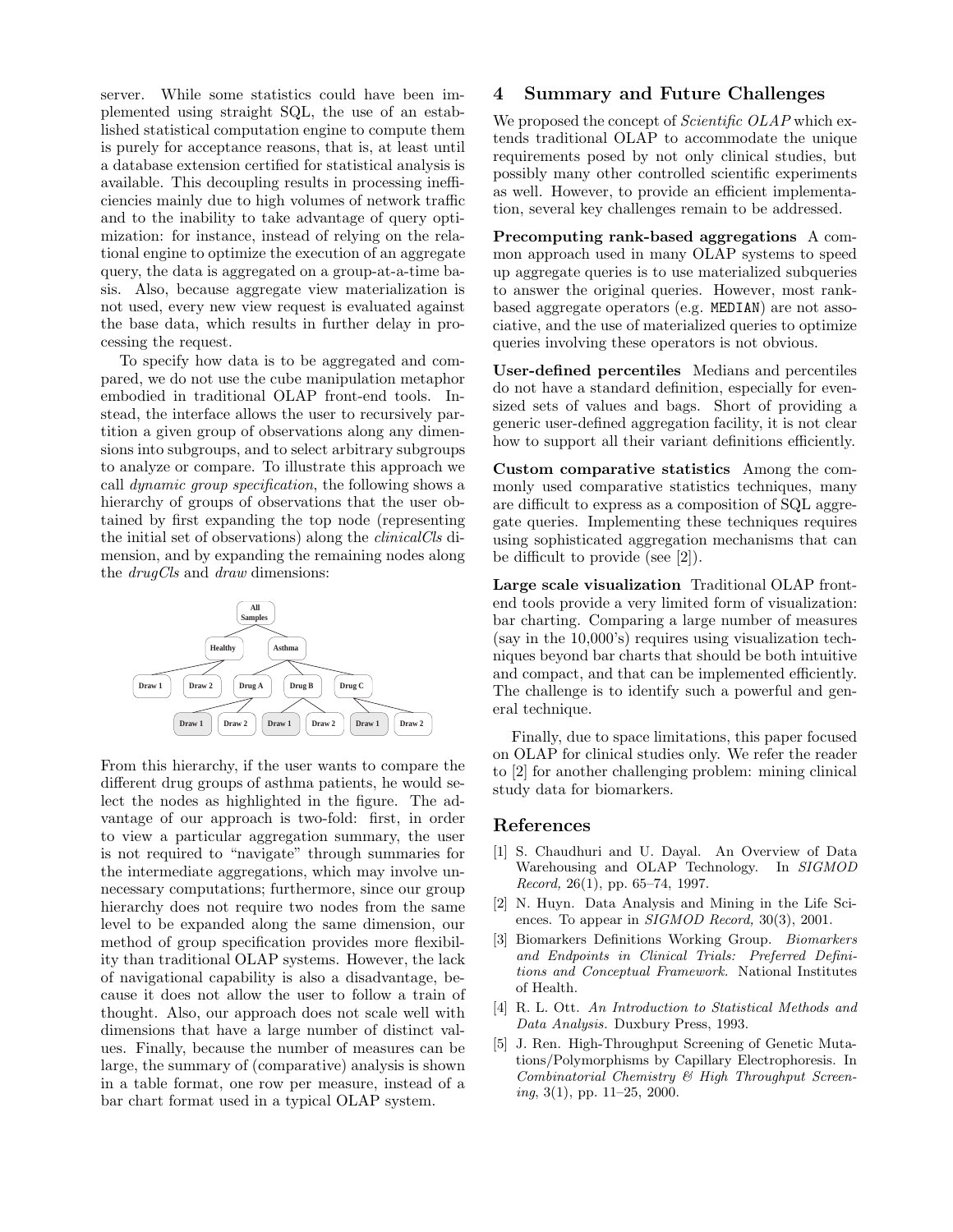server. While some statistics could have been implemented using straight SQL, the use of an established statistical computation engine to compute them is purely for acceptance reasons, that is, at least until a database extension certified for statistical analysis is available. This decoupling results in processing inefficiencies mainly due to high volumes of network traffic and to the inability to take advantage of query optimization: for instance, instead of relying on the relational engine to optimize the execution of an aggregate query, the data is aggregated on a group-at-a-time basis. Also, because aggregate view materialization is not used, every new view request is evaluated against the base data, which results in further delay in processing the request.

To specify how data is to be aggregated and compared, we do not use the cube manipulation metaphor embodied in traditional OLAP front-end tools. Instead, the interface allows the user to recursively partition a given group of observations along any dimensions into subgroups, and to select arbitrary subgroups to analyze or compare. To illustrate this approach we call *dynamic group specification*, the following shows a hierarchy of groups of observations that the user obtained by first expanding the top node (representing the initial set of observations) along the *clinicalCls* dimension, and by expanding the remaining nodes along the *drugCls* and *draw* dimensions:

All Samples
Healthy
Asthma
Draw 1
Draw 2
Drug A
Drug B
Drug C
Draw 1
Draw 2
Draw 1
Draw 2
Draw 1
Draw 2

From this hierarchy, if the user wants to compare the different drug groups of asthma patients, he would select the nodes as highlighted in the figure. The advantage of our approach is two-fold: first, in order to view a particular aggregation summary, the user is not required to "navigate" through summaries for the intermediate aggregations, which may involve unnecessary computations; furthermore, since our group hierarchy does not require two nodes from the same level to be expanded along the same dimension, our method of group specification provides more flexibility than traditional OLAP systems. However, the lack of navigational capability is also a disadvantage, because it does not allow the user to follow a train of thought. Also, our approach does not scale well with dimensions that have a large number of distinct values. Finally, because the number of measures can be large, the summary of (comparative) analysis is shown in a table format, one row per measure, instead of a bar chart format used in a typical OLAP system.

## 4 Summary and Future Challenges

We proposed the concept of *Scientific OLAP* which extends traditional OLAP to accommodate the unique requirements posed by not only clinical studies, but possibly many other controlled scientific experiments as well. However, to provide an efficient implementation, several key challenges remain to be addressed.

**Precomputing rank-based aggregations** A common approach used in many OLAP systems to speed up aggregate queries is to use materialized subqueries to answer the original queries. However, most rank-based aggregate operators (e.g. `MEDIAN`) are not associative, and the use of materialized queries to optimize queries involving these operators is not obvious.

**User-defined percentiles** Medians and percentiles do not have a standard definition, especially for even-sized sets of values and bags. Short of providing a generic user-defined aggregation facility, it is not clear how to support all their variant definitions efficiently.

**Custom comparative statistics** Among the commonly used comparative statistics techniques, many are difficult to express as a composition of SQL aggregate queries. Implementing these techniques requires using sophisticated aggregation mechanisms that can be difficult to provide (see [2]).

**Large scale visualization** Traditional OLAP front-end tools provide a very limited form of visualization: bar charting. Comparing a large number of measures (say in the 10,000's) requires using visualization techniques beyond bar charts that should be both intuitive and compact, and that can be implemented efficiently. The challenge is to identify such a powerful and general technique.

Finally, due to space limitations, this paper focused on OLAP for clinical studies only. We refer the reader to [2] for another challenging problem: mining clinical study data for biomarkers.

## References

[1] S. Chaudhuri and U. Dayal. An Overview of Data Warehousing and OLAP Technology. In *SIGMOD Record,* 26(1), pp. 65–74, 1997.

[2] N. Huyn. Data Analysis and Mining in the Life Sciences. To appear in *SIGMOD Record,* 30(3), 2001.

[3] Biomarkers Definitions Working Group. *Biomarkers and Endpoints in Clinical Trials: Preferred Definitions and Conceptual Framework.* National Institutes of Health.

[4] R. L. Ott. *An Introduction to Statistical Methods and Data Analysis.* Duxbury Press, 1993.

[5] J. Ren. High-Throughput Screening of Genetic Mutations/Polymorphisms by Capillary Electrophoresis. In *Combinatorial Chemistry & High Throughput Screening*, 3(1), pp. 11–25, 2000.